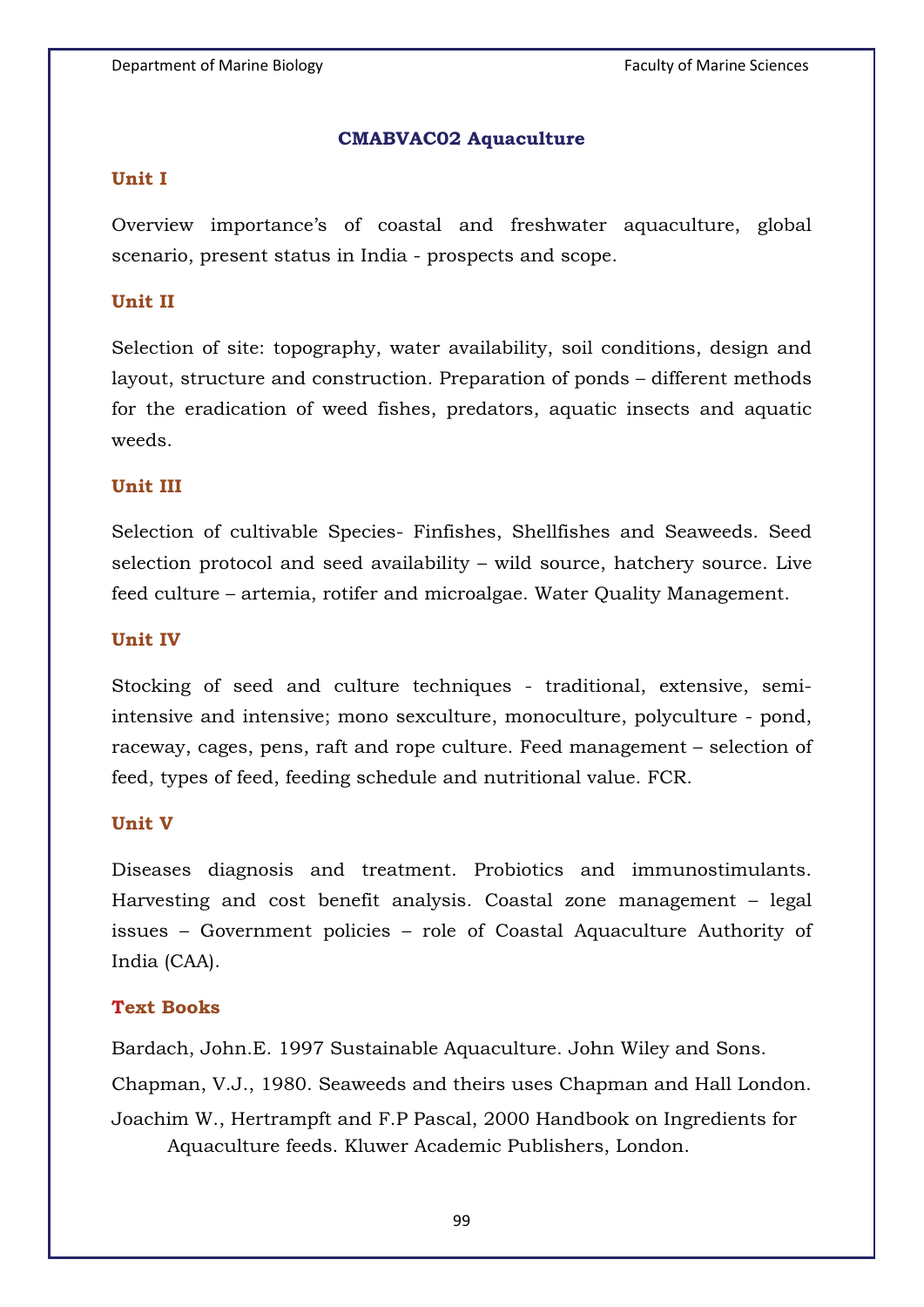## CMABVAC02 Aquaculture

### Unit I

Overview importance's of coastal and freshwater aquaculture, global scenario, present status in India - prospects and scope.

### Unit II

Selection of site: topography, water availability, soil conditions, design and layout, structure and construction. Preparation of ponds – different methods for the eradication of weed fishes, predators, aquatic insects and aquatic weeds.

### Unit III

Selection of cultivable Species- Finfishes, Shellfishes and Seaweeds. Seed selection protocol and seed availability – wild source, hatchery source. Live feed culture – artemia, rotifer and microalgae. Water Quality Management.

### Unit IV

Stocking of seed and culture techniques - traditional, extensive, semi-intensive and intensive; mono sexculture, monoculture, polyculture - pond, raceway, cages, pens, raft and rope culture. Feed management – selection of feed, types of feed, feeding schedule and nutritional value. FCR.

### Unit V

Diseases diagnosis and treatment. Probiotics and immunostimulants. Harvesting and cost benefit analysis. Coastal zone management – legal issues – Government policies – role of Coastal Aquaculture Authority of India (CAA).

### Text Books

Bardach, John.E. 1997 Sustainable Aquaculture. John Wiley and Sons.

Chapman, V.J., 1980. Seaweeds and theirs uses Chapman and Hall London.

Joachim W., Hertrampft and F.P Pascal, 2000 Handbook on Ingredients for Aquaculture feeds. Kluwer Academic Publishers, London.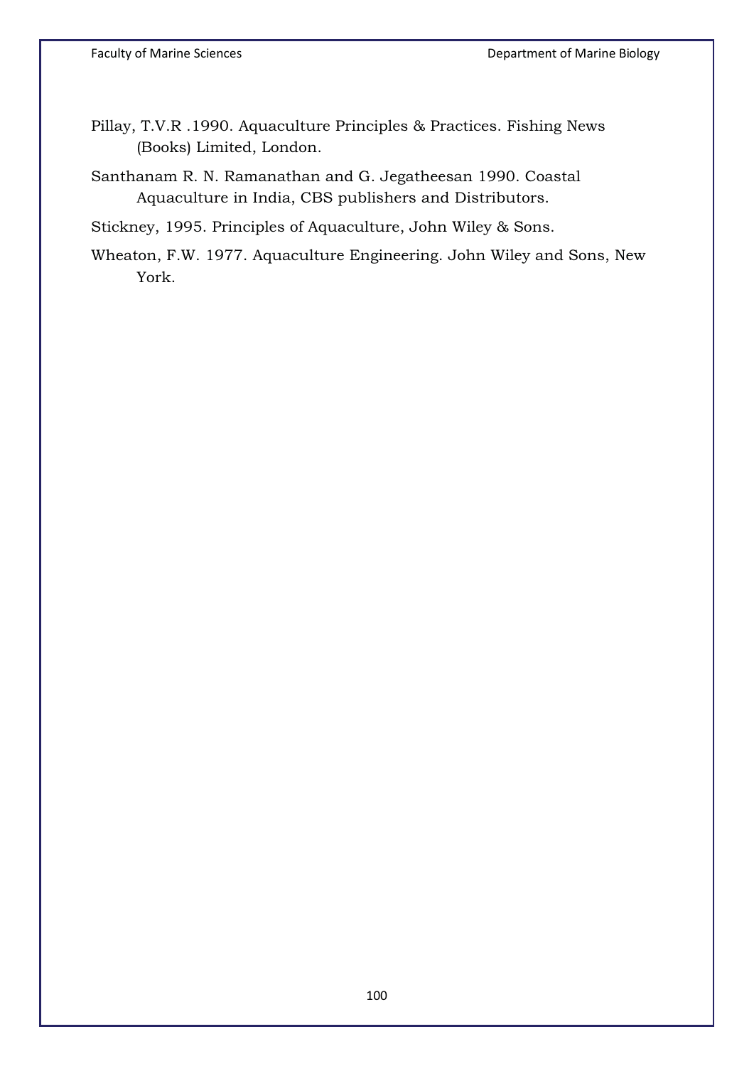Pillay, T.V.R .1990. Aquaculture Principles & Practices. Fishing News (Books) Limited, London.

Santhanam R. N. Ramanathan and G. Jegatheesan 1990. Coastal Aquaculture in India, CBS publishers and Distributors.

Stickney, 1995. Principles of Aquaculture, John Wiley & Sons.

Wheaton, F.W. 1977. Aquaculture Engineering. John Wiley and Sons, New York.